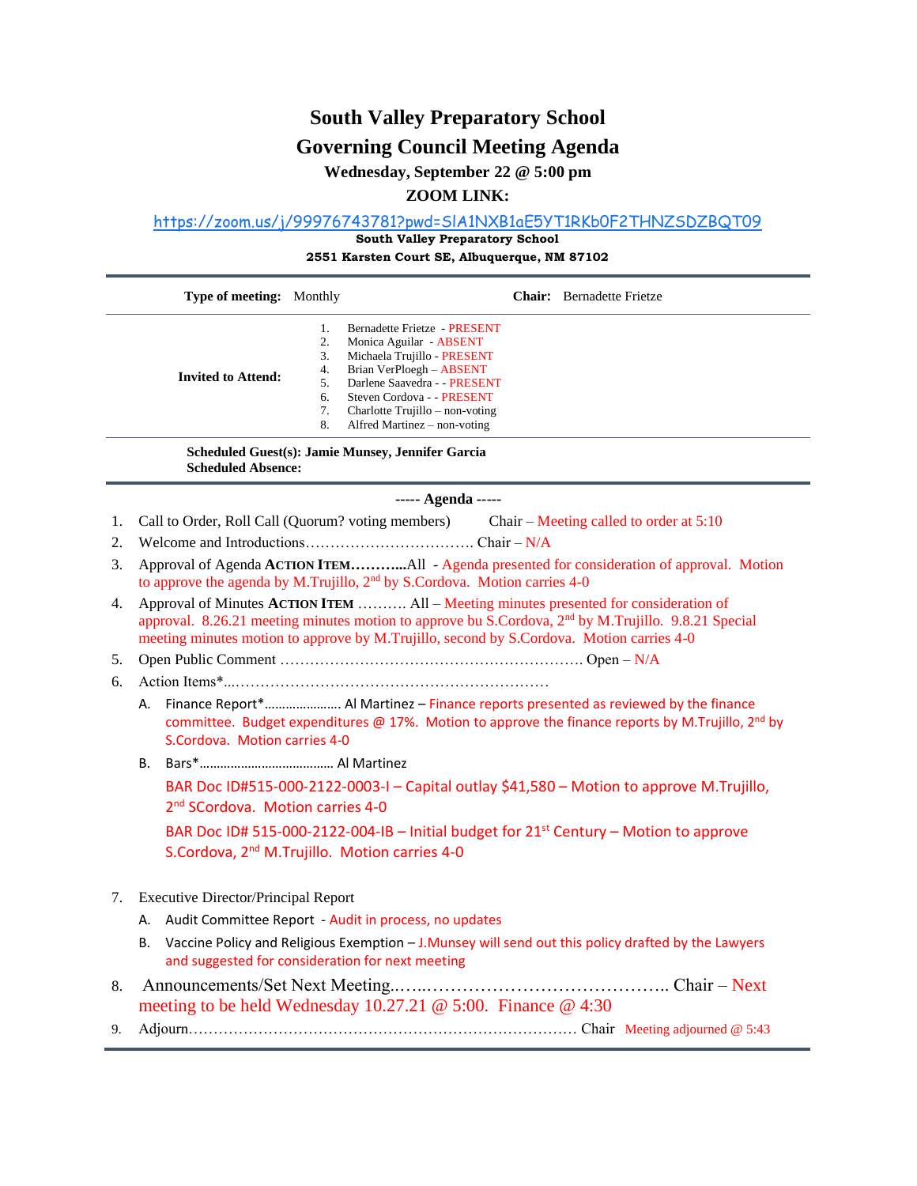# South Valley Preparatory School

## Governing Council Meeting Agenda

**Wednesday, September 22 @ 5:00 pm**

**ZOOM LINK:**

https://zoom.us/j/99976743781?pwd=SlA1NXB1aE5YT1RKb0F2THNZSDZBQT09

**South Valley Preparatory School**

**2551 Karsten Court SE, Albuquerque, NM 87102**

| **Type of meeting:** Monthly | **Chair:** Bernadette Frietze |
|---|---|
| **Invited to Attend:** | 1. Bernadette Frietze - PRESENT<br>2. Monica Aguilar - ABSENT<br>3. Michaela Trujillo - PRESENT<br>4. Brian VerPloegh – ABSENT<br>5. Darlene Saavedra - - PRESENT<br>6. Steven Cordova - - PRESENT<br>7. Charlotte Trujillo – non-voting<br>8. Alfred Martinez – non-voting |

**Scheduled Guest(s): Jamie Munsey, Jennifer Garcia**
**Scheduled Absence:**

----- **Agenda** -----

1. Call to Order, Roll Call (Quorum? voting members) Chair – Meeting called to order at 5:10
2. Welcome and Introductions……………………………. Chair – N/A
3. Approval of Agenda **ACTION ITEM………..**All - Agenda presented for consideration of approval. Motion to approve the agenda by M.Trujillo, 2nd by S.Cordova. Motion carries 4-0
4. Approval of Minutes **ACTION ITEM** ………. All – Meeting minutes presented for consideration of approval. 8.26.21 meeting minutes motion to approve bu S.Cordova, 2nd by M.Trujillo. 9.8.21 Special meeting minutes motion to approve by M.Trujillo, second by S.Cordova. Motion carries 4-0
5. Open Public Comment ………………………………………………….. Open – N/A
6. Action Items*...……………………………………………………….
   - A. Finance Report*…………………. Al Martinez – Finance reports presented as reviewed by the finance committee. Budget expenditures @ 17%. Motion to approve the finance reports by M.Trujillo, 2nd by S.Cordova. Motion carries 4-0
   - B. Bars*………………………………… Al Martinez

     BAR Doc ID#515-000-2122-0003-I – Capital outlay $41,580 – Motion to approve M.Trujillo, 2nd SCordova. Motion carries 4-0

     BAR Doc ID# 515-000-2122-004-IB – Initial budget for 21st Century – Motion to approve S.Cordova, 2nd M.Trujillo. Motion carries 4-0
7. Executive Director/Principal Report
   - A. Audit Committee Report - Audit in process, no updates
   - B. Vaccine Policy and Religious Exemption – J.Munsey will send out this policy drafted by the Lawyers and suggested for consideration for next meeting
8. Announcements/Set Next Meeting..…...………………………………….. Chair – Next meeting to be held Wednesday 10.27.21 @ 5:00. Finance @ 4:30
9. Adjourn…………………………………………………………………. Chair Meeting adjourned @ 5:43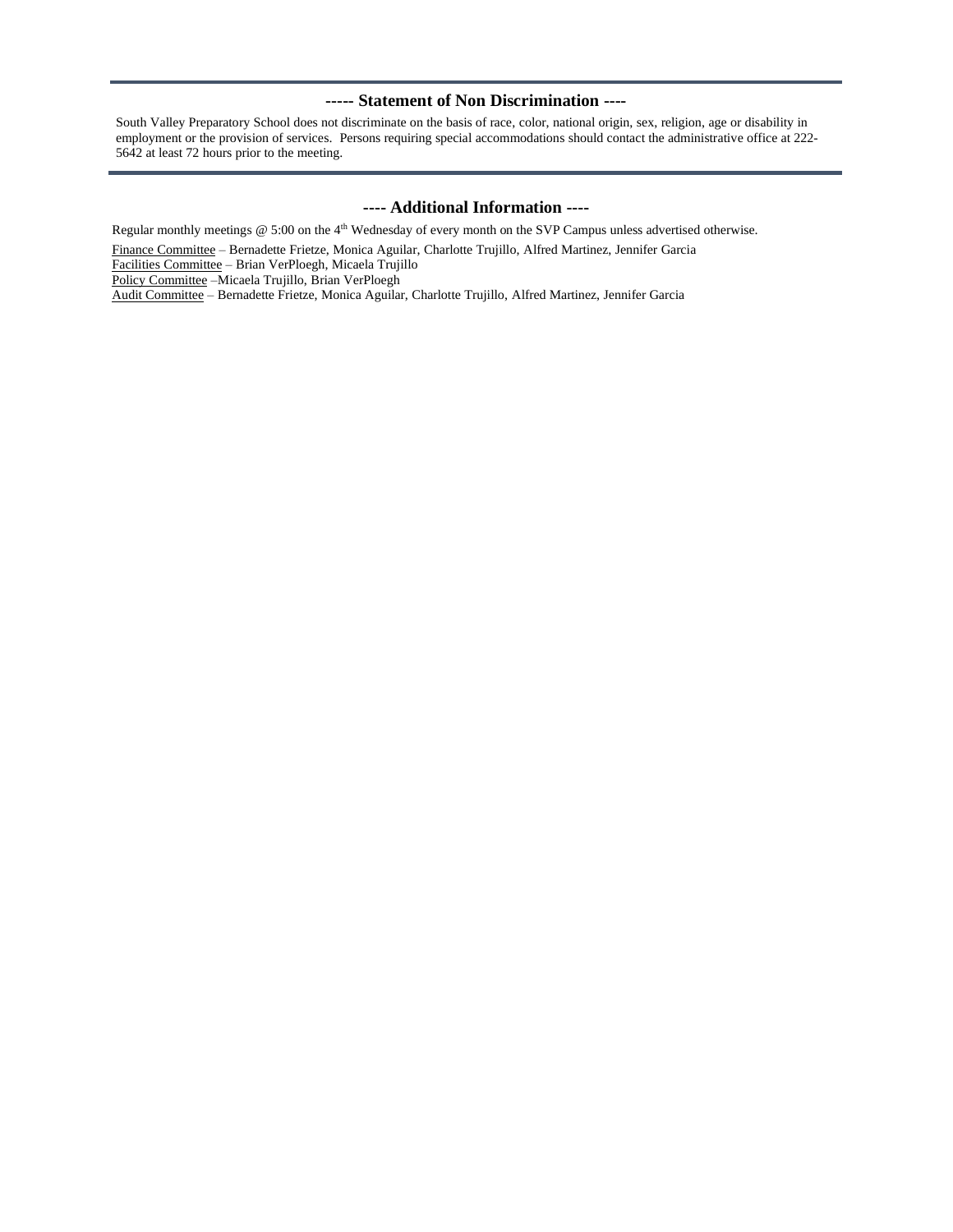## ----- Statement of Non Discrimination ----

South Valley Preparatory School does not discriminate on the basis of race, color, national origin, sex, religion, age or disability in employment or the provision of services. Persons requiring special accommodations should contact the administrative office at 222-5642 at least 72 hours prior to the meeting.

## ---- Additional Information ----

Regular monthly meetings @ 5:00 on the 4th Wednesday of every month on the SVP Campus unless advertised otherwise.

Finance Committee – Bernadette Frietze, Monica Aguilar, Charlotte Trujillo, Alfred Martinez, Jennifer Garcia
Facilities Committee – Brian VerPloegh, Micaela Trujillo
Policy Committee –Micaela Trujillo, Brian VerPloegh
Audit Committee – Bernadette Frietze, Monica Aguilar, Charlotte Trujillo, Alfred Martinez, Jennifer Garcia